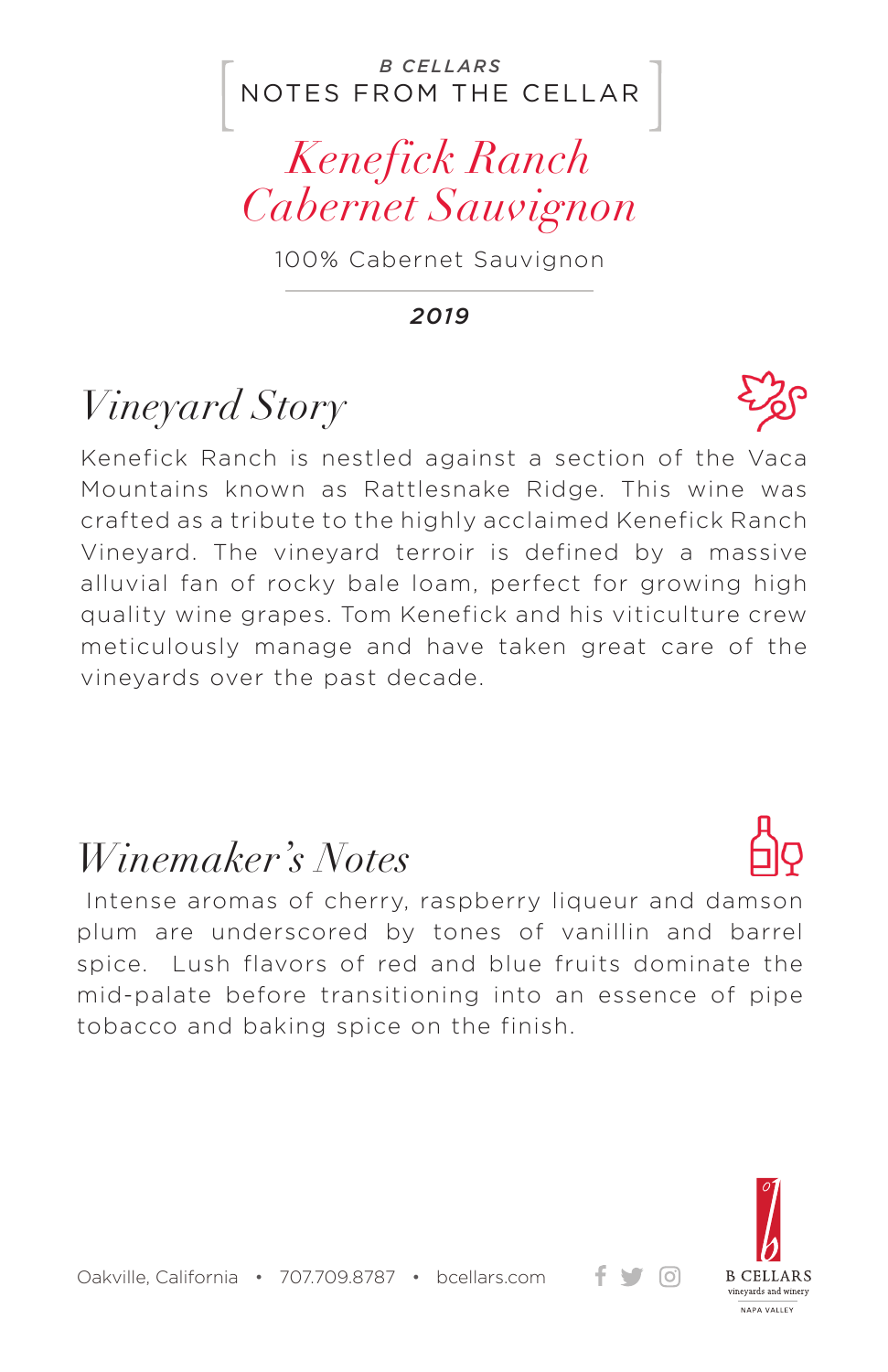B CELLARS

NOTES FROM THE CELLAR

# Kenefick Ranch Cabernet Sauvignon

100% Cabernet Sauvignon

**2019**

## Vineyard Story

Kenefick Ranch is nestled against a section of the Vaca Mountains known as Rattlesnake Ridge. This wine was crafted as a tribute to the highly acclaimed Kenefick Ranch Vineyard. The vineyard terroir is defined by a massive alluvial fan of rocky bale loam, perfect for growing high quality wine grapes. Tom Kenefick and his viticulture crew meticulously manage and have taken great care of the vineyards over the past decade.

## Winemaker's Notes

Intense aromas of cherry, raspberry liqueur and damson plum are underscored by tones of vanillin and barrel spice. Lush flavors of red and blue fruits dominate the mid-palate before transitioning into an essence of pipe tobacco and baking spice on the finish.

Oakville, California • 707.709.8787 • bcellars.com

B CELLARS vineyards and winery NAPA VALLEY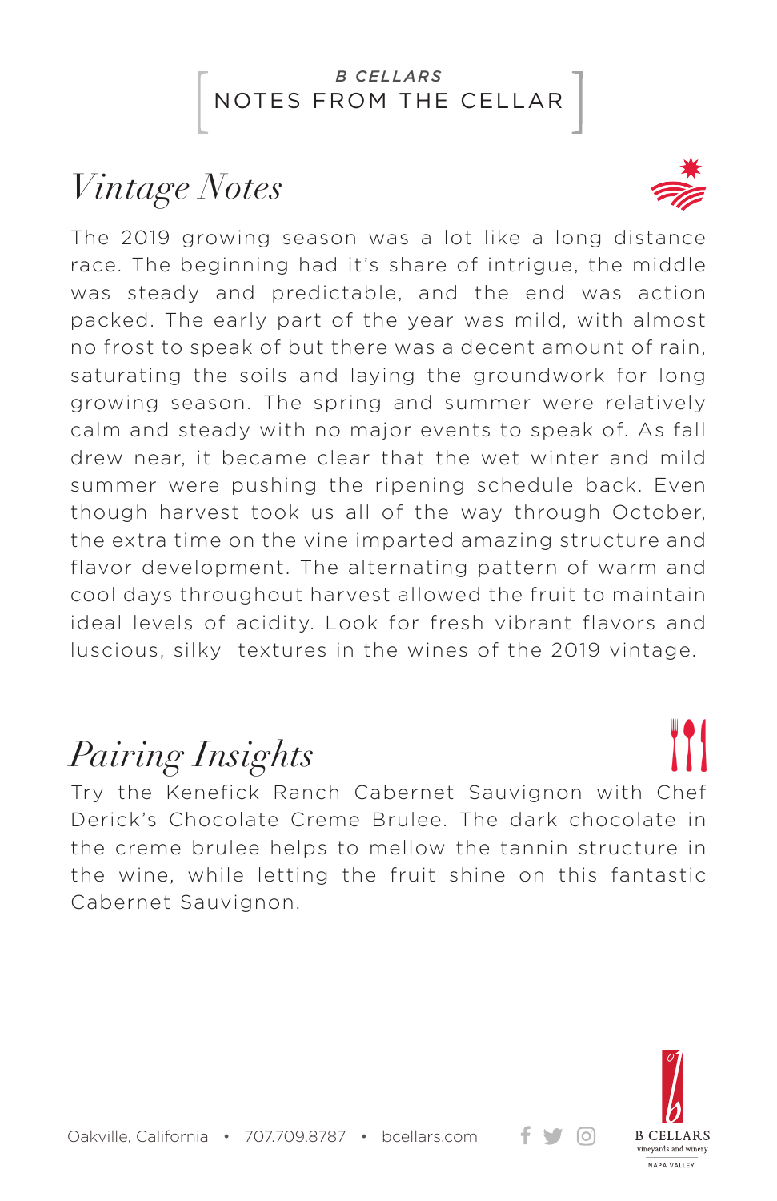B CELLARS

NOTES FROM THE CELLAR

## Vintage Notes

The 2019 growing season was a lot like a long distance race. The beginning had it's share of intrigue, the middle was steady and predictable, and the end was action packed. The early part of the year was mild, with almost no frost to speak of but there was a decent amount of rain, saturating the soils and laying the groundwork for long growing season. The spring and summer were relatively calm and steady with no major events to speak of. As fall drew near, it became clear that the wet winter and mild summer were pushing the ripening schedule back. Even though harvest took us all of the way through October, the extra time on the vine imparted amazing structure and flavor development. The alternating pattern of warm and cool days throughout harvest allowed the fruit to maintain ideal levels of acidity. Look for fresh vibrant flavors and luscious, silky textures in the wines of the 2019 vintage.

## Pairing Insights

Try the Kenefick Ranch Cabernet Sauvignon with Chef Derick's Chocolate Creme Brulee. The dark chocolate in the creme brulee helps to mellow the tannin structure in the wine, while letting the fruit shine on this fantastic Cabernet Sauvignon.

Oakville, California • 707.709.8787 • bcellars.com

B CELLARS
vineyards and winery
NAPA VALLEY